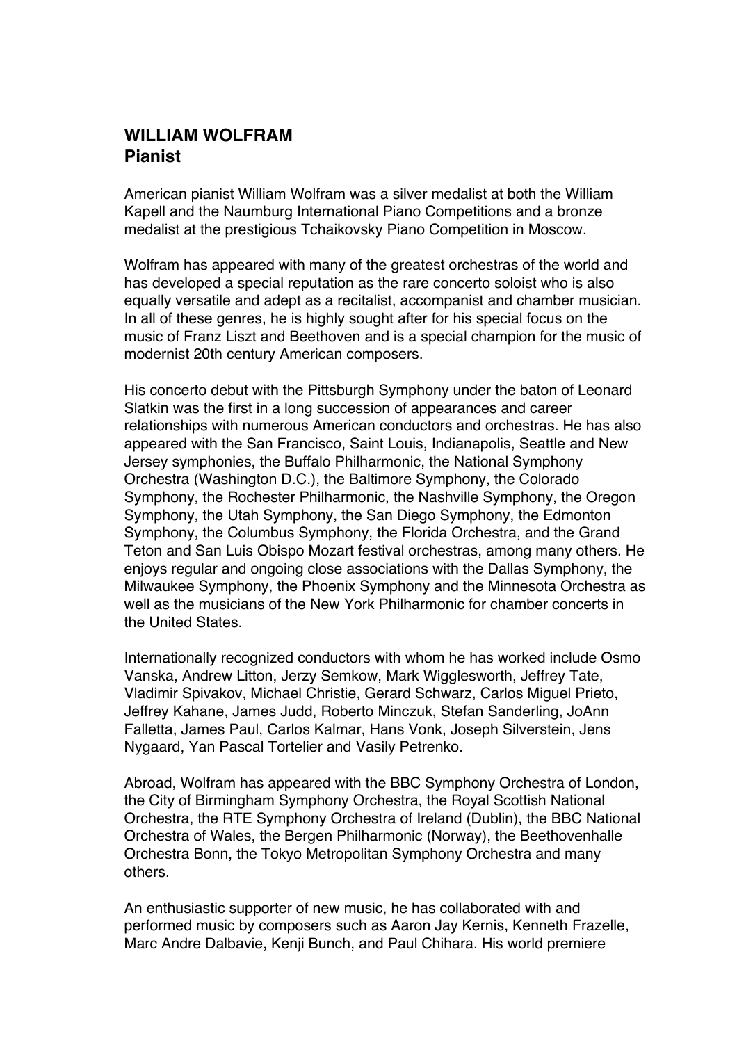## WILLIAM WOLFRAM
## Pianist

American pianist William Wolfram was a silver medalist at both the William Kapell and the Naumburg International Piano Competitions and a bronze medalist at the prestigious Tchaikovsky Piano Competition in Moscow.

Wolfram has appeared with many of the greatest orchestras of the world and has developed a special reputation as the rare concerto soloist who is also equally versatile and adept as a recitalist, accompanist and chamber musician. In all of these genres, he is highly sought after for his special focus on the music of Franz Liszt and Beethoven and is a special champion for the music of modernist 20th century American composers.

His concerto debut with the Pittsburgh Symphony under the baton of Leonard Slatkin was the first in a long succession of appearances and career relationships with numerous American conductors and orchestras. He has also appeared with the San Francisco, Saint Louis, Indianapolis, Seattle and New Jersey symphonies, the Buffalo Philharmonic, the National Symphony Orchestra (Washington D.C.), the Baltimore Symphony, the Colorado Symphony, the Rochester Philharmonic, the Nashville Symphony, the Oregon Symphony, the Utah Symphony, the San Diego Symphony, the Edmonton Symphony, the Columbus Symphony, the Florida Orchestra, and the Grand Teton and San Luis Obispo Mozart festival orchestras, among many others. He enjoys regular and ongoing close associations with the Dallas Symphony, the Milwaukee Symphony, the Phoenix Symphony and the Minnesota Orchestra as well as the musicians of the New York Philharmonic for chamber concerts in the United States.

Internationally recognized conductors with whom he has worked include Osmo Vanska, Andrew Litton, Jerzy Semkow, Mark Wigglesworth, Jeffrey Tate, Vladimir Spivakov, Michael Christie, Gerard Schwarz, Carlos Miguel Prieto, Jeffrey Kahane, James Judd, Roberto Minczuk, Stefan Sanderling, JoAnn Falletta, James Paul, Carlos Kalmar, Hans Vonk, Joseph Silverstein, Jens Nygaard, Yan Pascal Tortelier and Vasily Petrenko.

Abroad, Wolfram has appeared with the BBC Symphony Orchestra of London, the City of Birmingham Symphony Orchestra, the Royal Scottish National Orchestra, the RTE Symphony Orchestra of Ireland (Dublin), the BBC National Orchestra of Wales, the Bergen Philharmonic (Norway), the Beethovenhalle Orchestra Bonn, the Tokyo Metropolitan Symphony Orchestra and many others.

An enthusiastic supporter of new music, he has collaborated with and performed music by composers such as Aaron Jay Kernis, Kenneth Frazelle, Marc Andre Dalbavie, Kenji Bunch, and Paul Chihara. His world premiere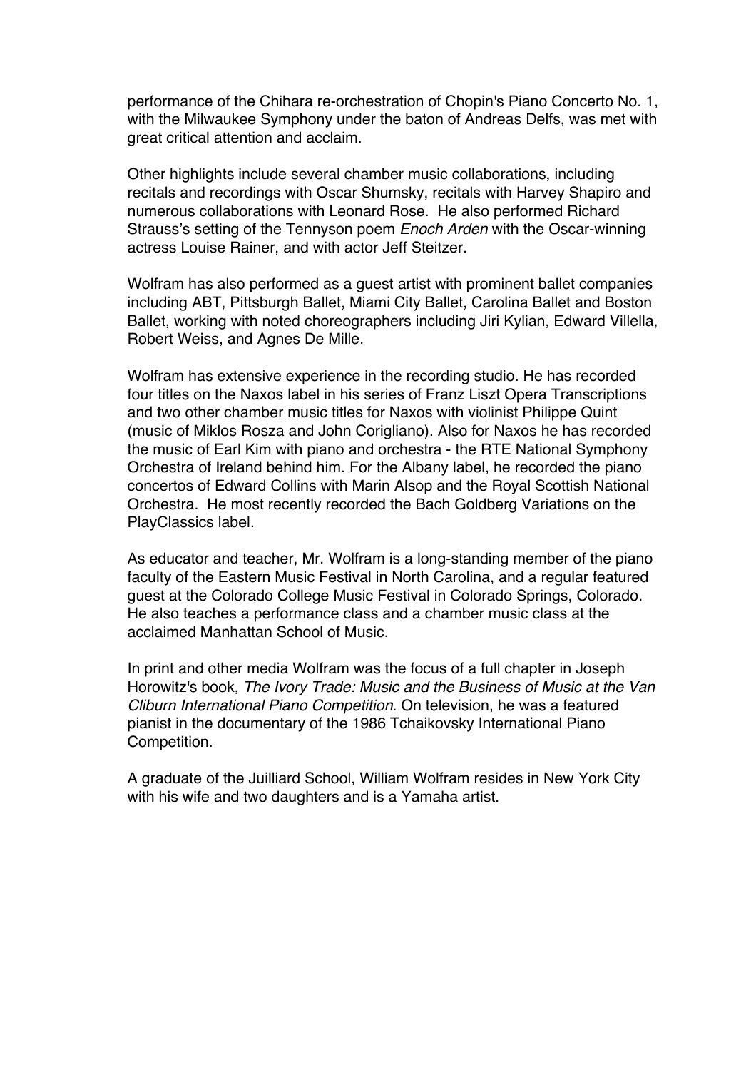performance of the Chihara re-orchestration of Chopin's Piano Concerto No. 1, with the Milwaukee Symphony under the baton of Andreas Delfs, was met with great critical attention and acclaim.

Other highlights include several chamber music collaborations, including recitals and recordings with Oscar Shumsky, recitals with Harvey Shapiro and numerous collaborations with Leonard Rose. He also performed Richard Strauss's setting of the Tennyson poem *Enoch Arden* with the Oscar-winning actress Louise Rainer, and with actor Jeff Steitzer.

Wolfram has also performed as a guest artist with prominent ballet companies including ABT, Pittsburgh Ballet, Miami City Ballet, Carolina Ballet and Boston Ballet, working with noted choreographers including Jiri Kylian, Edward Villella, Robert Weiss, and Agnes De Mille.

Wolfram has extensive experience in the recording studio. He has recorded four titles on the Naxos label in his series of Franz Liszt Opera Transcriptions and two other chamber music titles for Naxos with violinist Philippe Quint (music of Miklos Rosza and John Corigliano). Also for Naxos he has recorded the music of Earl Kim with piano and orchestra - the RTE National Symphony Orchestra of Ireland behind him. For the Albany label, he recorded the piano concertos of Edward Collins with Marin Alsop and the Royal Scottish National Orchestra. He most recently recorded the Bach Goldberg Variations on the PlayClassics label.

As educator and teacher, Mr. Wolfram is a long-standing member of the piano faculty of the Eastern Music Festival in North Carolina, and a regular featured guest at the Colorado College Music Festival in Colorado Springs, Colorado. He also teaches a performance class and a chamber music class at the acclaimed Manhattan School of Music.

In print and other media Wolfram was the focus of a full chapter in Joseph Horowitz's book, *The Ivory Trade: Music and the Business of Music at the Van Cliburn International Piano Competition*. On television, he was a featured pianist in the documentary of the 1986 Tchaikovsky International Piano Competition.

A graduate of the Juilliard School, William Wolfram resides in New York City with his wife and two daughters and is a Yamaha artist.